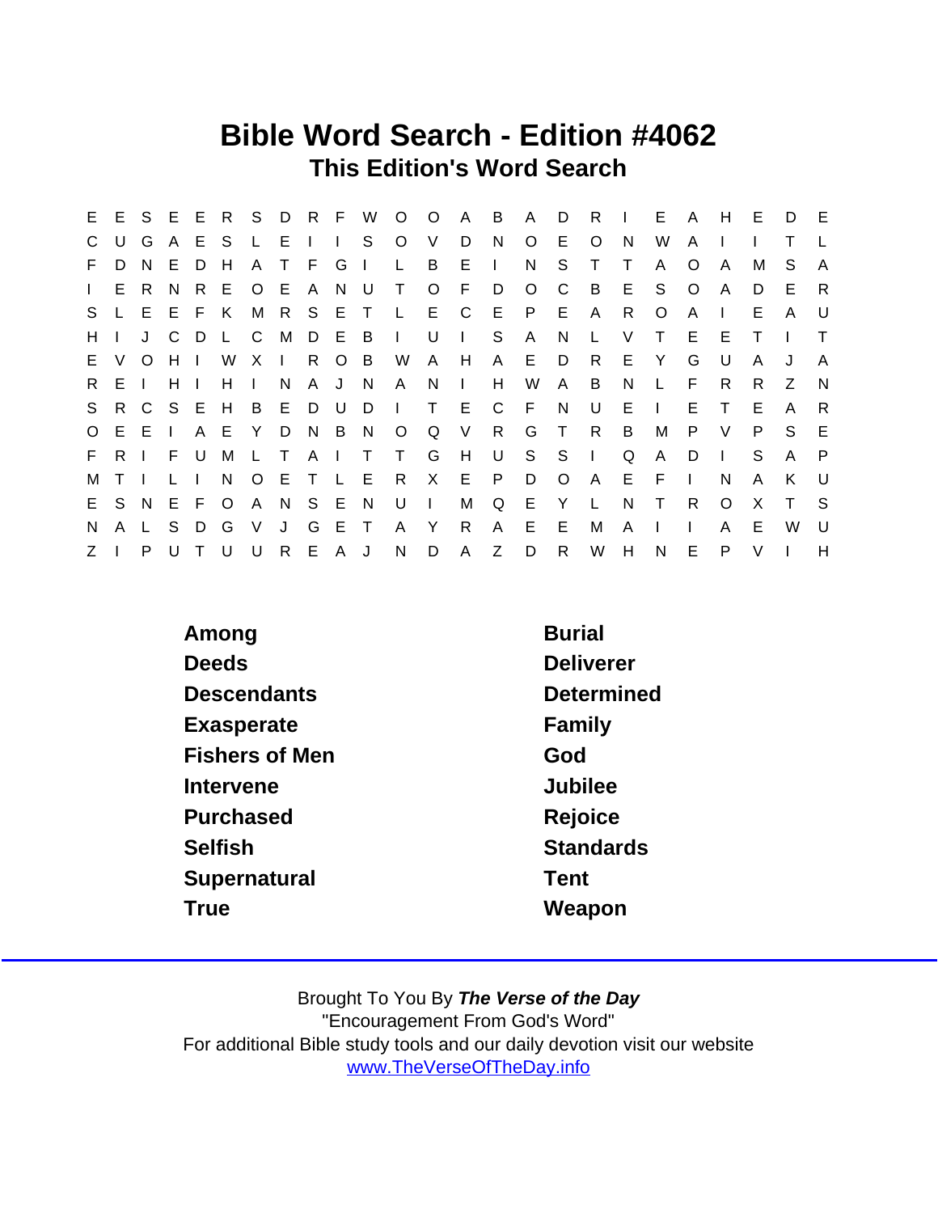# Bible Word Search - Edition #4062

## This Edition's Word Search

```
E E S E E R S D R F W O O A B A D R I E A H E D E
C U G A E S L E I I S O V D N O E O N W A I I T L
F D N E D H A T F G I L B E I N S T T A O A M S A
I E R N R E O E A N U T O F D O C B E S O A D E R
S L E E F K M R S E T L E C E P E A R O A I E A U
H I J C D L C M D E B I U I S A N L V T E E T I T
E V O H I W X I R O B W A H A E D R E Y G U A J A
R E I H I H I N A J N A N I H W A B N L F R R Z N
S R C S E H B E D U D I T E C F N U E I E T E A R
O E E I A E Y D N B N O Q V R G T R B M P V P S E
F R I F U M L T A I T T G H U S S I Q A D I S A P
M T I L I N O E T L E R X E P D O A E F I N A K U
E S N E F O A N S E N U I M Q E Y L N T R O X T S
N A L S D G V J G E T A Y R A E E M A I I A E W U
Z I P U T U U R E A J N D A Z D R W H N E P V I H
```

| | |
|---|---|
| Among | Burial |
| Deeds | Deliverer |
| Descendants | Determined |
| Exasperate | Family |
| Fishers of Men | God |
| Intervene | Jubilee |
| Purchased | Rejoice |
| Selfish | Standards |
| Supernatural | Tent |
| True | Weapon |

Brought To You By ***The Verse of the Day***
"Encouragement From God's Word"
For additional Bible study tools and our daily devotion visit our website
www.TheVerseOfTheDay.info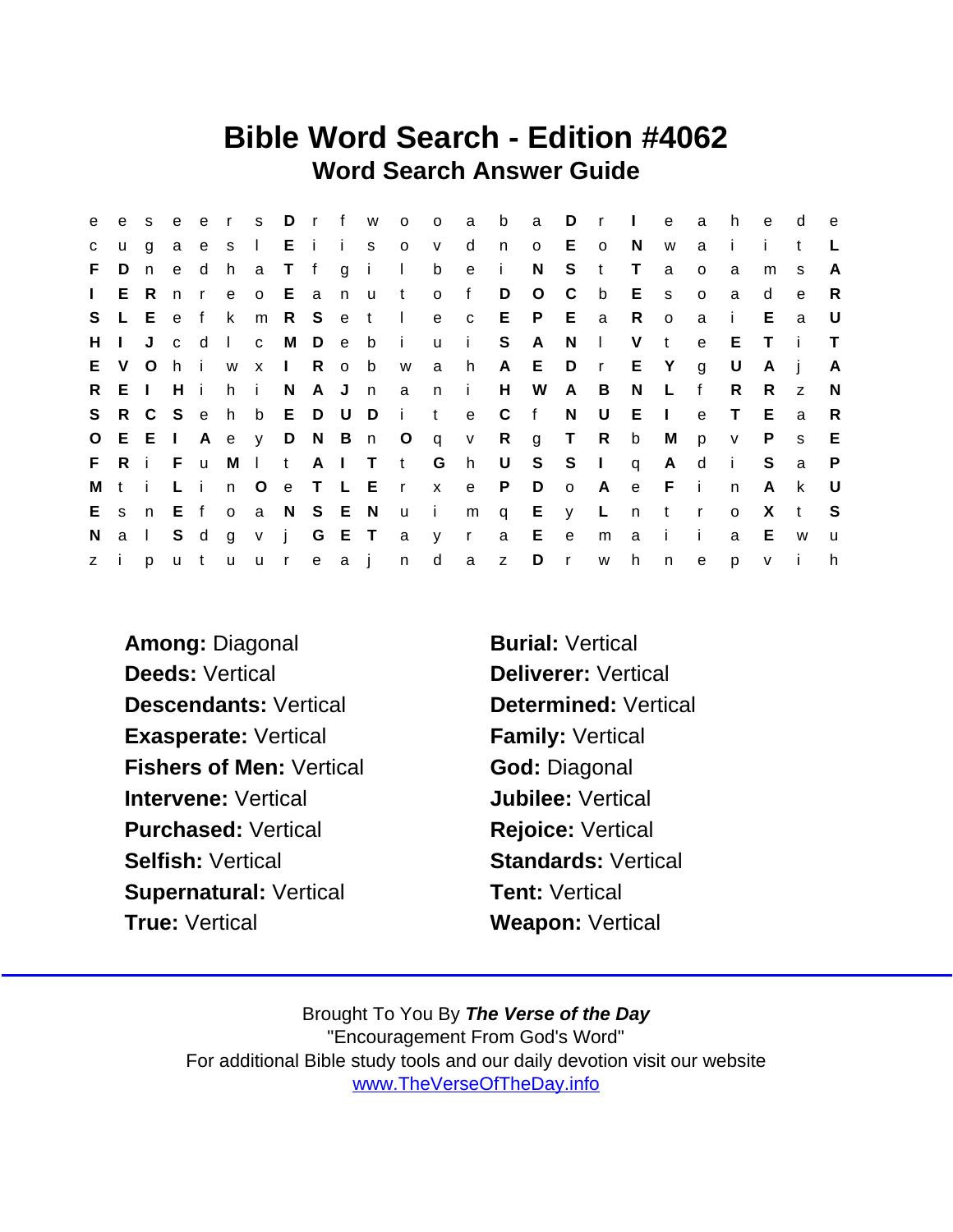# Bible Word Search - Edition #4062

## Word Search Answer Guide

```
e e s e e r s D r f w o o a b a D r I e a h e d e
c u g a e s l E i i s o v d n o E o N w a i i t L
F D n e d h a T f g i l b e i N S t T a o a m s A
I E R n r e o E a n u t o f D O C b E s o a d e R
S L E e f k m R S e t l e c E P E a R o a i E a U
H I J c d l c M D e b i u i S A N l V t e E T i T
E V O h i w x I R o b w a h A E D r E Y g U A j A
R E I H i h i N A J n a n i H W A B N L f R R z N
S R C S e h b E D U D i t e C f N U E I e T E a R
O E E I A e y D N B n O q v R g T R b M p v P s E
F R i F u M l t A I T t G h U S S I q A d i S a P
M t i L i n O e T L E r x e P D o A e F i n A k U
E s n E f o a N S E N u i m q E y L n t r o X t S
N a l S d g v j G E T a y r a E e m a i i a E w u
z i p u t u u r e a j n d a z D r w h n e p v i h
```

**Among:** Diagonal
**Burial:** Vertical
**Deeds:** Vertical
**Deliverer:** Vertical
**Descendants:** Vertical
**Determined:** Vertical
**Exasperate:** Vertical
**Family:** Vertical
**Fishers of Men:** Vertical
**God:** Diagonal
**Intervene:** Vertical
**Jubilee:** Vertical
**Purchased:** Vertical
**Rejoice:** Vertical
**Selfish:** Vertical
**Standards:** Vertical
**Supernatural:** Vertical
**Tent:** Vertical
**True:** Vertical
**Weapon:** Vertical

Brought To You By ***The Verse of the Day***
"Encouragement From God's Word"
For additional Bible study tools and our daily devotion visit our website
www.TheVerseOfTheDay.info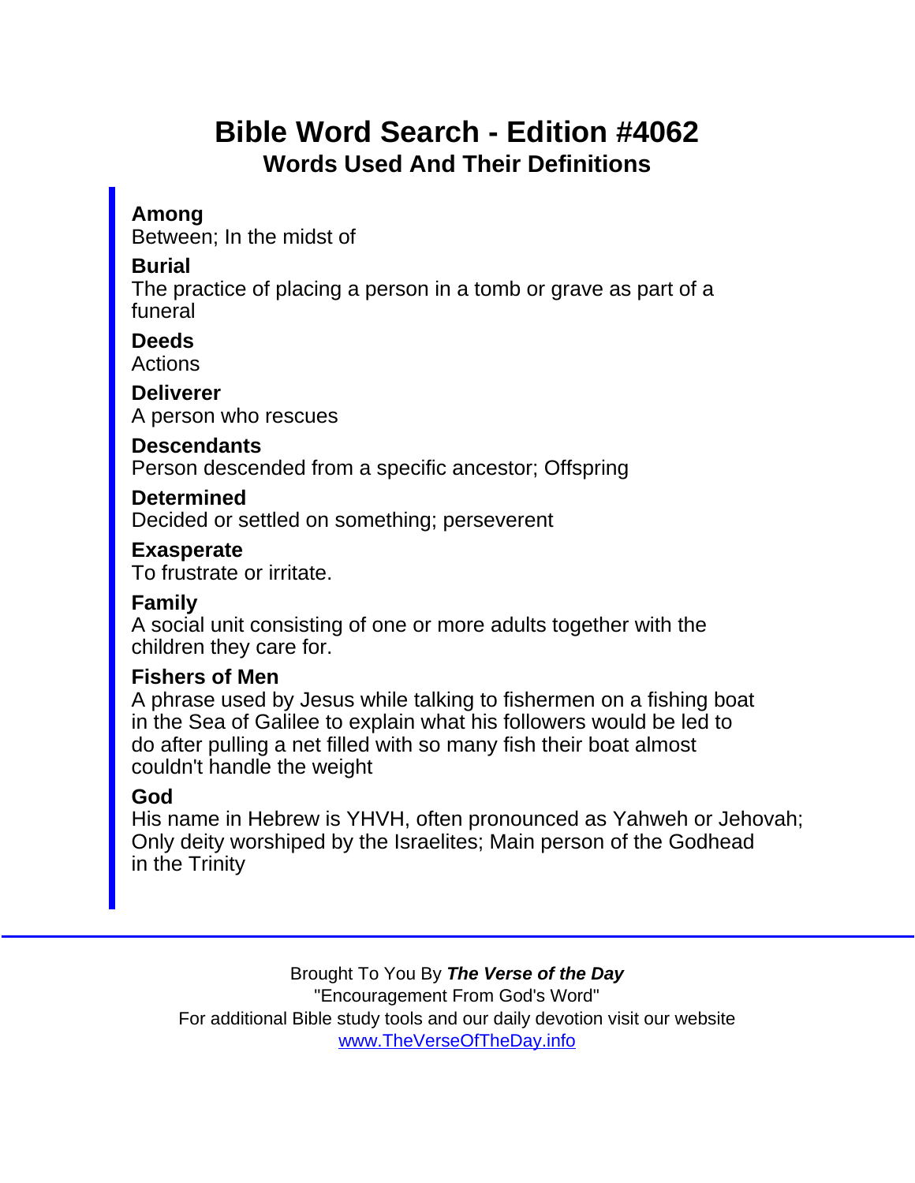# Bible Word Search - Edition #4062

## Words Used And Their Definitions

**Among**
Between; In the midst of

**Burial**
The practice of placing a person in a tomb or grave as part of a funeral

**Deeds**
Actions

**Deliverer**
A person who rescues

**Descendants**
Person descended from a specific ancestor; Offspring

**Determined**
Decided or settled on something; perseverent

**Exasperate**
To frustrate or irritate.

**Family**
A social unit consisting of one or more adults together with the children they care for.

**Fishers of Men**
A phrase used by Jesus while talking to fishermen on a fishing boat in the Sea of Galilee to explain what his followers would be led to do after pulling a net filled with so many fish their boat almost couldn't handle the weight

**God**
His name in Hebrew is YHVH, often pronounced as Yahweh or Jehovah; Only deity worshiped by the Israelites; Main person of the Godhead in the Trinity

---

Brought To You By ***The Verse of the Day***
"Encouragement From God's Word"
For additional Bible study tools and our daily devotion visit our website
www.TheVerseOfTheDay.info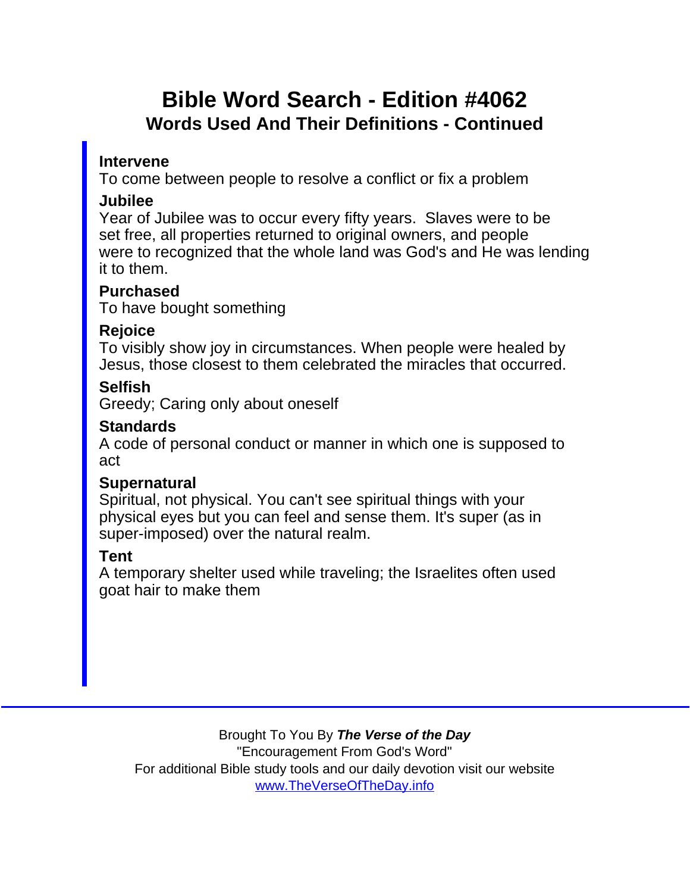# Bible Word Search - Edition #4062

## Words Used And Their Definitions - Continued

**Intervene**
To come between people to resolve a conflict or fix a problem

**Jubilee**
Year of Jubilee was to occur every fifty years.  Slaves were to be set free, all properties returned to original owners, and people were to recognized that the whole land was God's and He was lending it to them.

**Purchased**
To have bought something

**Rejoice**
To visibly show joy in circumstances. When people were healed by Jesus, those closest to them celebrated the miracles that occurred.

**Selfish**
Greedy; Caring only about oneself

**Standards**
A code of personal conduct or manner in which one is supposed to act

**Supernatural**
Spiritual, not physical. You can't see spiritual things with your physical eyes but you can feel and sense them. It's super (as in super-imposed) over the natural realm.

**Tent**
A temporary shelter used while traveling; the Israelites often used goat hair to make them

---

Brought To You By ***The Verse of the Day***
"Encouragement From God's Word"
For additional Bible study tools and our daily devotion visit our website
www.TheVerseOfTheDay.info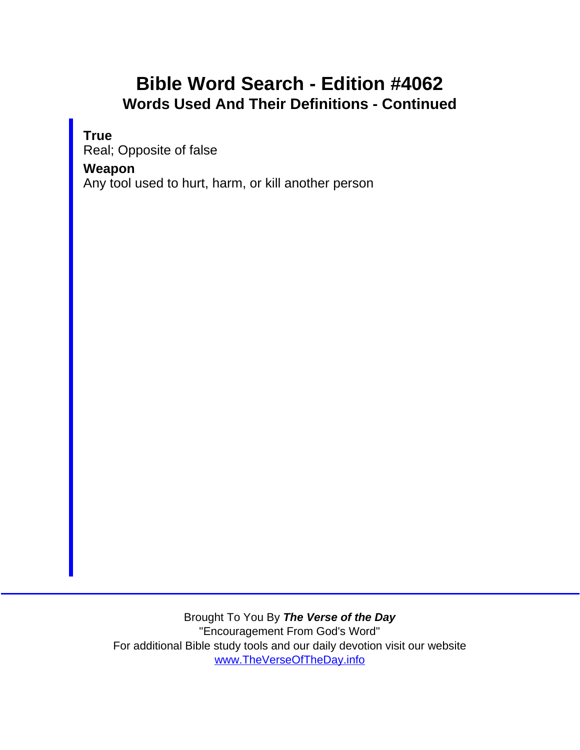# Bible Word Search - Edition #4062

## Words Used And Their Definitions - Continued

**True**
Real; Opposite of false

**Weapon**
Any tool used to hurt, harm, or kill another person

Brought To You By ***The Verse of the Day***
"Encouragement From God's Word"
For additional Bible study tools and our daily devotion visit our website
www.TheVerseOfTheDay.info